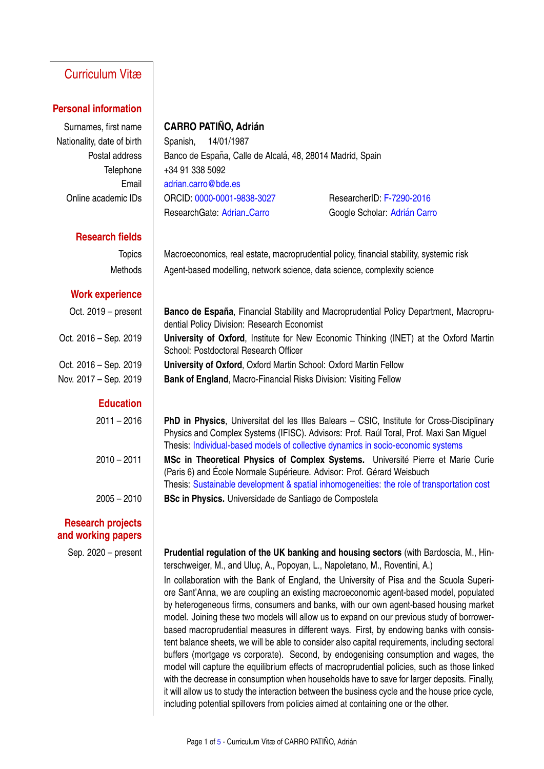# Curriculum Vitæ

## Personal information

| | |
|---|---|
| Surnames, first name | **CARRO PATIÑO, Adrián** |
| Nationality, date of birth | Spanish, 14/01/1987 |
| Postal address | Banco de España, Calle de Alcalá, 48, 28014 Madrid, Spain |
| Telephone | +34 91 338 5092 |
| Email | adrian.carro@bde.es |
| Online academic IDs | ORCID: 0000-0001-9838-3027 ResearcherID: F-7290-2016 |
| | ResearchGate: Adrian_Carro Google Scholar: Adrián Carro |

## Research fields

| | |
|---|---|
| Topics | Macroeconomics, real estate, macroprudential policy, financial stability, systemic risk |
| Methods | Agent-based modelling, network science, data science, complexity science |

## Work experience

| | |
|---|---|
| Oct. 2019 – present | **Banco de España**, Financial Stability and Macroprudential Policy Department, Macroprudential Policy Division: Research Economist |
| Oct. 2016 – Sep. 2019 | **University of Oxford**, Institute for New Economic Thinking (INET) at the Oxford Martin School: Postdoctoral Research Officer |
| Oct. 2016 – Sep. 2019 | **University of Oxford**, Oxford Martin School: Oxford Martin Fellow |
| Nov. 2017 – Sep. 2019 | **Bank of England**, Macro-Financial Risks Division: Visiting Fellow |

## Education

| | |
|---|---|
| 2011 – 2016 | **PhD in Physics**, Universitat del les Illes Balears – CSIC, Institute for Cross-Disciplinary Physics and Complex Systems (IFISC). Advisors: Prof. Raúl Toral, Prof. Maxi San Miguel<br>Thesis: Individual-based models of collective dynamics in socio-economic systems |
| 2010 – 2011 | **MSc in Theoretical Physics of Complex Systems.** Université Pierre et Marie Curie (Paris 6) and École Normale Supérieure. Advisor: Prof. Gérard Weisbuch<br>Thesis: Sustainable development & spatial inhomogeneities: the role of transportation cost |
| 2005 – 2010 | **BSc in Physics.** Universidade de Santiago de Compostela |

## Research projects and working papers

**Sep. 2020 – present**

**Prudential regulation of the UK banking and housing sectors** (with Bardoscia, M., Hinterschweiger, M., and Uluç, A., Popoyan, L., Napoletano, M., Roventini, A.)

In collaboration with the Bank of England, the University of Pisa and the Scuola Superiore Sant'Anna, we are coupling an existing macroeconomic agent-based model, populated by heterogeneous firms, consumers and banks, with our own agent-based housing market model. Joining these two models will allow us to expand on our previous study of borrower-based macroprudential measures in different ways. First, by endowing banks with consistent balance sheets, we will be able to consider also capital requirements, including sectoral buffers (mortgage vs corporate). Second, by endogenising consumption and wages, the model will capture the equilibrium effects of macroprudential policies, such as those linked with the decrease in consumption when households have to save for larger deposits. Finally, it will allow us to study the interaction between the business cycle and the house price cycle, including potential spillovers from policies aimed at containing one or the other.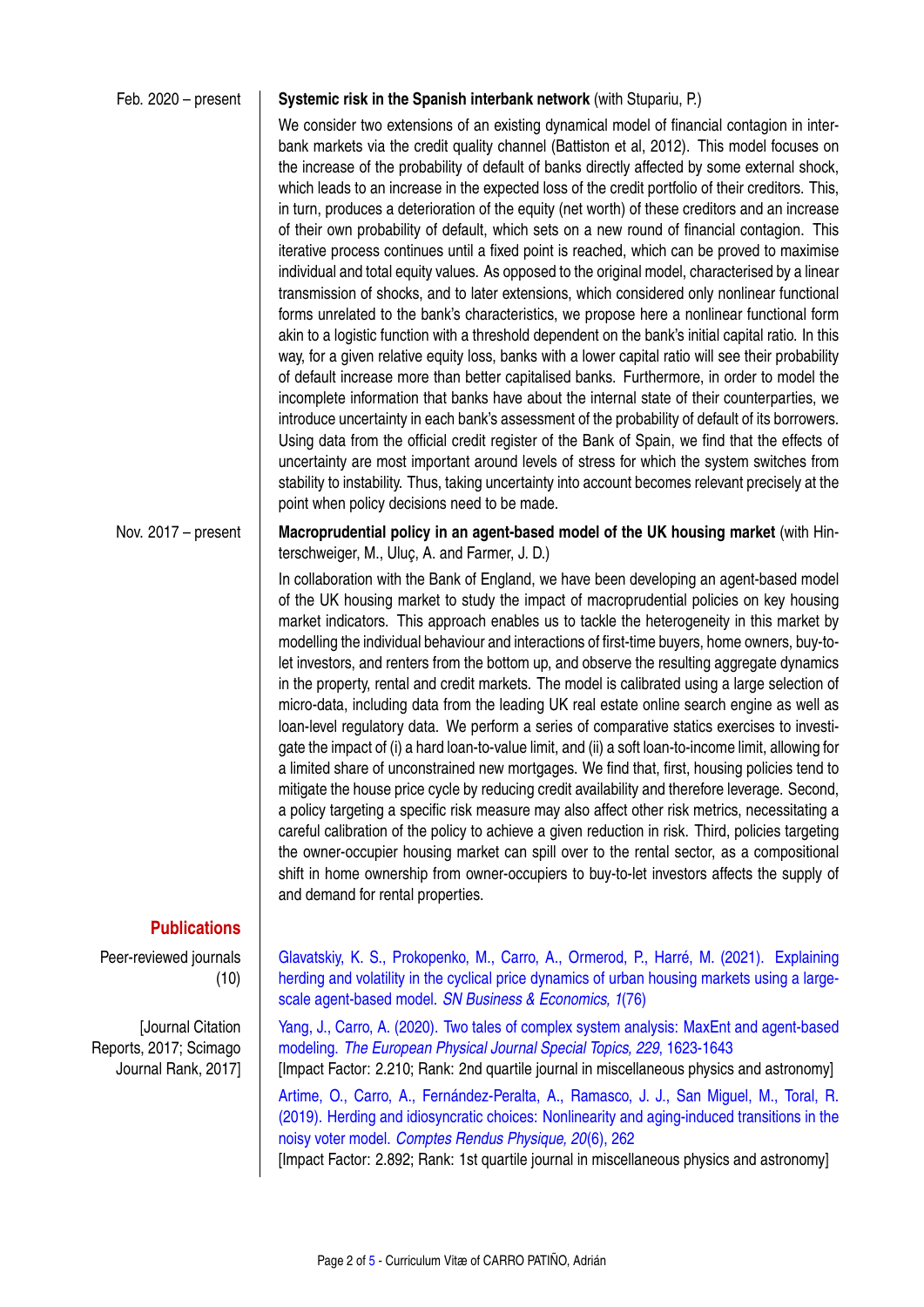Feb. 2020 – present

**Systemic risk in the Spanish interbank network** (with Stupariu, P.)

We consider two extensions of an existing dynamical model of financial contagion in interbank markets via the credit quality channel (Battiston et al, 2012). This model focuses on the increase of the probability of default of banks directly affected by some external shock, which leads to an increase in the expected loss of the credit portfolio of their creditors. This, in turn, produces a deterioration of the equity (net worth) of these creditors and an increase of their own probability of default, which sets on a new round of financial contagion. This iterative process continues until a fixed point is reached, which can be proved to maximise individual and total equity values. As opposed to the original model, characterised by a linear transmission of shocks, and to later extensions, which considered only nonlinear functional forms unrelated to the bank's characteristics, we propose here a nonlinear functional form akin to a logistic function with a threshold dependent on the bank's initial capital ratio. In this way, for a given relative equity loss, banks with a lower capital ratio will see their probability of default increase more than better capitalised banks. Furthermore, in order to model the incomplete information that banks have about the internal state of their counterparties, we introduce uncertainty in each bank's assessment of the probability of default of its borrowers. Using data from the official credit register of the Bank of Spain, we find that the effects of uncertainty are most important around levels of stress for which the system switches from stability to instability. Thus, taking uncertainty into account becomes relevant precisely at the point when policy decisions need to be made.

Nov. 2017 – present

**Macroprudential policy in an agent-based model of the UK housing market** (with Hinterschweiger, M., Uluç, A. and Farmer, J. D.)

In collaboration with the Bank of England, we have been developing an agent-based model of the UK housing market to study the impact of macroprudential policies on key housing market indicators. This approach enables us to tackle the heterogeneity in this market by modelling the individual behaviour and interactions of first-time buyers, home owners, buy-to-let investors, and renters from the bottom up, and observe the resulting aggregate dynamics in the property, rental and credit markets. The model is calibrated using a large selection of micro-data, including data from the leading UK real estate online search engine as well as loan-level regulatory data. We perform a series of comparative statics exercises to investigate the impact of (i) a hard loan-to-value limit, and (ii) a soft loan-to-income limit, allowing for a limited share of unconstrained new mortgages. We find that, first, housing policies tend to mitigate the house price cycle by reducing credit availability and therefore leverage. Second, a policy targeting a specific risk measure may also affect other risk metrics, necessitating a careful calibration of the policy to achieve a given reduction in risk. Third, policies targeting the owner-occupier housing market can spill over to the rental sector, as a compositional shift in home ownership from owner-occupiers to buy-to-let investors affects the supply of and demand for rental properties.

## Publications

Peer-reviewed journals (10)

[Journal Citation Reports, 2017; Scimago Journal Rank, 2017]

Glavatskiy, K. S., Prokopenko, M., Carro, A., Ormerod, P., Harré, M. (2021). Explaining herding and volatility in the cyclical price dynamics of urban housing markets using a large-scale agent-based model. *SN Business & Economics, 1*(76)

Yang, J., Carro, A. (2020). Two tales of complex system analysis: MaxEnt and agent-based modeling. *The European Physical Journal Special Topics, 229*, 1623-1643
[Impact Factor: 2.210; Rank: 2nd quartile journal in miscellaneous physics and astronomy]

Artime, O., Carro, A., Fernández-Peralta, A., Ramasco, J. J., San Miguel, M., Toral, R. (2019). Herding and idiosyncratic choices: Nonlinearity and aging-induced transitions in the noisy voter model. *Comptes Rendus Physique, 20*(6), 262
[Impact Factor: 2.892; Rank: 1st quartile journal in miscellaneous physics and astronomy]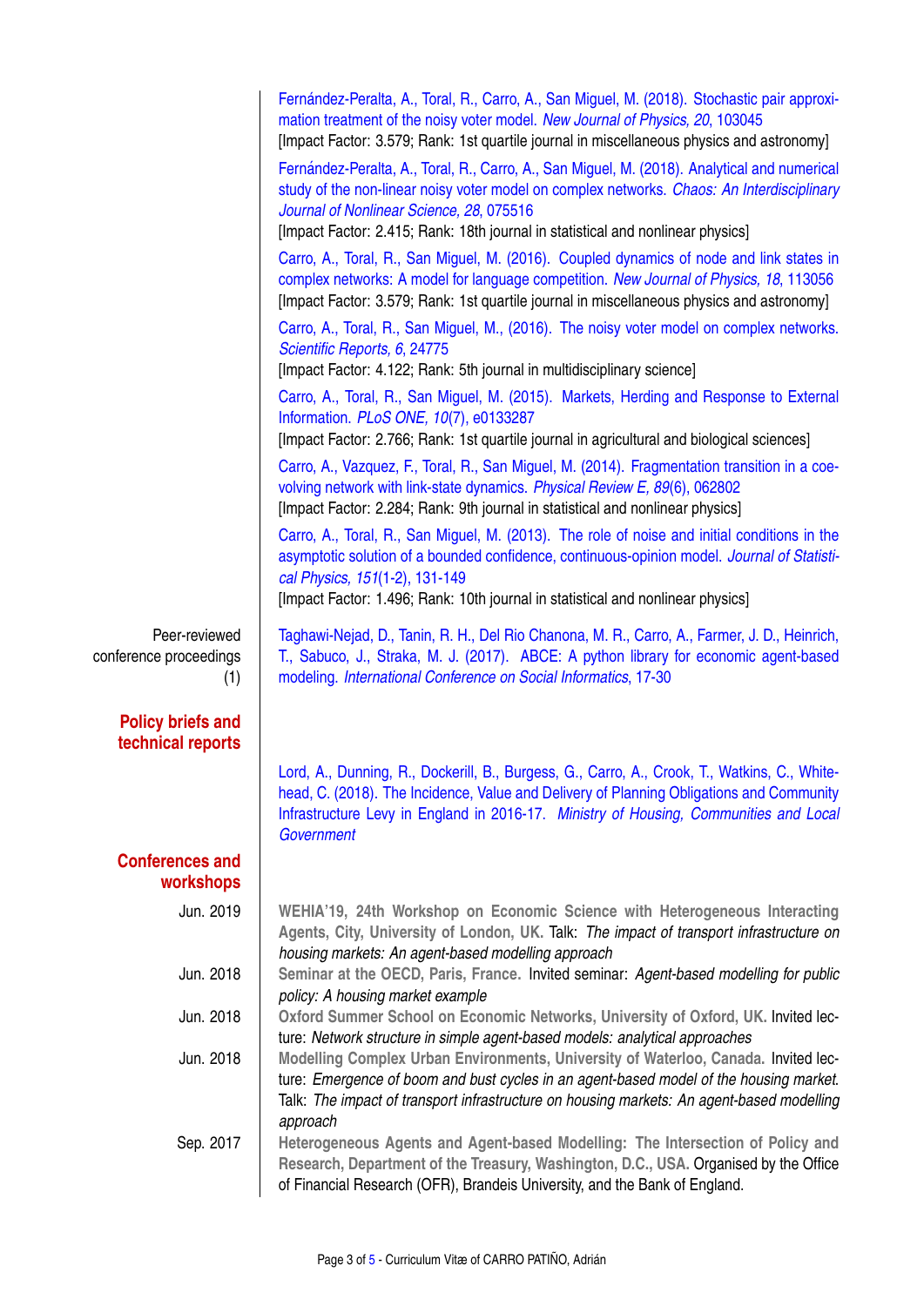Fernández-Peralta, A., Toral, R., Carro, A., San Miguel, M. (2018). Stochastic pair approximation treatment of the noisy voter model. *New Journal of Physics, 20*, 103045
[Impact Factor: 3.579; Rank: 1st quartile journal in miscellaneous physics and astronomy]

Fernández-Peralta, A., Toral, R., Carro, A., San Miguel, M. (2018). Analytical and numerical study of the non-linear noisy voter model on complex networks. *Chaos: An Interdisciplinary Journal of Nonlinear Science, 28*, 075516
[Impact Factor: 2.415; Rank: 18th journal in statistical and nonlinear physics]

Carro, A., Toral, R., San Miguel, M. (2016). Coupled dynamics of node and link states in complex networks: A model for language competition. *New Journal of Physics, 18*, 113056
[Impact Factor: 3.579; Rank: 1st quartile journal in miscellaneous physics and astronomy]

Carro, A., Toral, R., San Miguel, M., (2016). The noisy voter model on complex networks. *Scientific Reports, 6*, 24775
[Impact Factor: 4.122; Rank: 5th journal in multidisciplinary science]

Carro, A., Toral, R., San Miguel, M. (2015). Markets, Herding and Response to External Information. *PLoS ONE, 10*(7), e0133287
[Impact Factor: 2.766; Rank: 1st quartile journal in agricultural and biological sciences]

Carro, A., Vazquez, F., Toral, R., San Miguel, M. (2014). Fragmentation transition in a coevolving network with link-state dynamics. *Physical Review E, 89*(6), 062802
[Impact Factor: 2.284; Rank: 9th journal in statistical and nonlinear physics]

Carro, A., Toral, R., San Miguel, M. (2013). The role of noise and initial conditions in the asymptotic solution of a bounded confidence, continuous-opinion model. *Journal of Statistical Physics, 151*(1-2), 131-149
[Impact Factor: 1.496; Rank: 10th journal in statistical and nonlinear physics]

Peer-reviewed conference proceedings (1)

Taghawi-Nejad, D., Tanin, R. H., Del Rio Chanona, M. R., Carro, A., Farmer, J. D., Heinrich, T., Sabuco, J., Straka, M. J. (2017). ABCE: A python library for economic agent-based modeling. *International Conference on Social Informatics*, 17-30

## Policy briefs and technical reports

Lord, A., Dunning, R., Dockerill, B., Burgess, G., Carro, A., Crook, T., Watkins, C., Whitehead, C. (2018). The Incidence, Value and Delivery of Planning Obligations and Community Infrastructure Levy in England in 2016-17. *Ministry of Housing, Communities and Local Government*

## Conferences and workshops

Jun. 2019 — **WEHIA'19, 24th Workshop on Economic Science with Heterogeneous Interacting Agents, City, University of London, UK.** Talk: *The impact of transport infrastructure on housing markets: An agent-based modelling approach*

Jun. 2018 — **Seminar at the OECD, Paris, France.** Invited seminar: *Agent-based modelling for public policy: A housing market example*

Jun. 2018 — **Oxford Summer School on Economic Networks, University of Oxford, UK.** Invited lecture: *Network structure in simple agent-based models: analytical approaches*

Jun. 2018 — **Modelling Complex Urban Environments, University of Waterloo, Canada.** Invited lecture: *Emergence of boom and bust cycles in an agent-based model of the housing market.* Talk: *The impact of transport infrastructure on housing markets: An agent-based modelling approach*

Sep. 2017 — **Heterogeneous Agents and Agent-based Modelling: The Intersection of Policy and Research, Department of the Treasury, Washington, D.C., USA.** Organised by the Office of Financial Research (OFR), Brandeis University, and the Bank of England.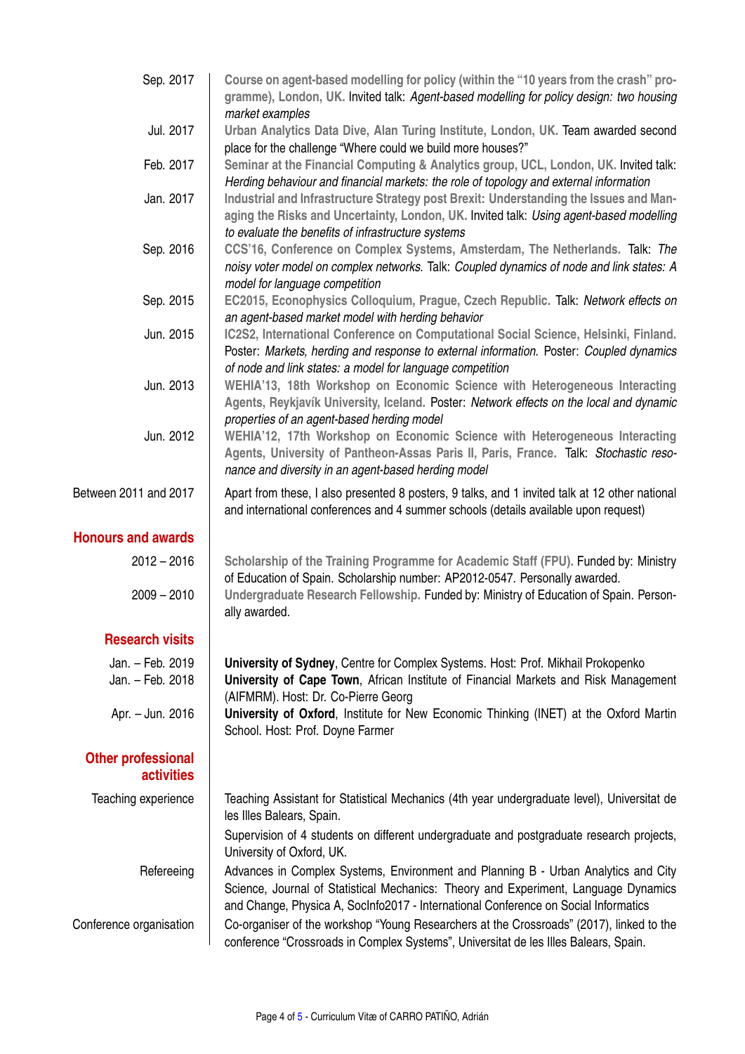**Sep. 2017** — **Course on agent-based modelling for policy (within the "10 years from the crash" programme), London, UK.** Invited talk: *Agent-based modelling for policy design: two housing market examples*

**Jul. 2017** — **Urban Analytics Data Dive, Alan Turing Institute, London, UK.** Team awarded second place for the challenge "Where could we build more houses?"

**Feb. 2017** — **Seminar at the Financial Computing & Analytics group, UCL, London, UK.** Invited talk: *Herding behaviour and financial markets: the role of topology and external information*

**Jan. 2017** — **Industrial and Infrastructure Strategy post Brexit: Understanding the Issues and Managing the Risks and Uncertainty, London, UK.** Invited talk: *Using agent-based modelling to evaluate the benefits of infrastructure systems*

**Sep. 2016** — **CCS'16, Conference on Complex Systems, Amsterdam, The Netherlands.** Talk: *The noisy voter model on complex networks.* Talk: *Coupled dynamics of node and link states: A model for language competition*

**Sep. 2015** — **EC2015, Econophysics Colloquium, Prague, Czech Republic.** Talk: *Network effects on an agent-based market model with herding behavior*

**Jun. 2015** — **IC2S2, International Conference on Computational Social Science, Helsinki, Finland.** Poster: *Markets, herding and response to external information.* Poster: *Coupled dynamics of node and link states: a model for language competition*

**Jun. 2013** — **WEHIA'13, 18th Workshop on Economic Science with Heterogeneous Interacting Agents, Reykjavík University, Iceland.** Poster: *Network effects on the local and dynamic properties of an agent-based herding model*

**Jun. 2012** — **WEHIA'12, 17th Workshop on Economic Science with Heterogeneous Interacting Agents, University of Pantheon-Assas Paris II, Paris, France.** Talk: *Stochastic resonance and diversity in an agent-based herding model*

**Between 2011 and 2017** — Apart from these, I also presented 8 posters, 9 talks, and 1 invited talk at 12 other national and international conferences and 4 summer schools (details available upon request)

## Honours and awards

**2012 – 2016** — **Scholarship of the Training Programme for Academic Staff (FPU).** Funded by: Ministry of Education of Spain. Scholarship number: AP2012-0547. Personally awarded.

**2009 – 2010** — **Undergraduate Research Fellowship.** Funded by: Ministry of Education of Spain. Personally awarded.

## Research visits

**Jan. – Feb. 2019** — **University of Sydney**, Centre for Complex Systems. Host: Prof. Mikhail Prokopenko

**Jan. – Feb. 2018** — **University of Cape Town**, African Institute of Financial Markets and Risk Management (AIFMRM). Host: Dr. Co-Pierre Georg

**Apr. – Jun. 2016** — **University of Oxford**, Institute for New Economic Thinking (INET) at the Oxford Martin School. Host: Prof. Doyne Farmer

## Other professional activities

**Teaching experience** — Teaching Assistant for Statistical Mechanics (4th year undergraduate level), Universitat de les Illes Balears, Spain.

Supervision of 4 students on different undergraduate and postgraduate research projects, University of Oxford, UK.

**Refereeing** — Advances in Complex Systems, Environment and Planning B - Urban Analytics and City Science, Journal of Statistical Mechanics: Theory and Experiment, Language Dynamics and Change, Physica A, SocInfo2017 - International Conference on Social Informatics

**Conference organisation** — Co-organiser of the workshop "Young Researchers at the Crossroads" (2017), linked to the conference "Crossroads in Complex Systems", Universitat de les Illes Balears, Spain.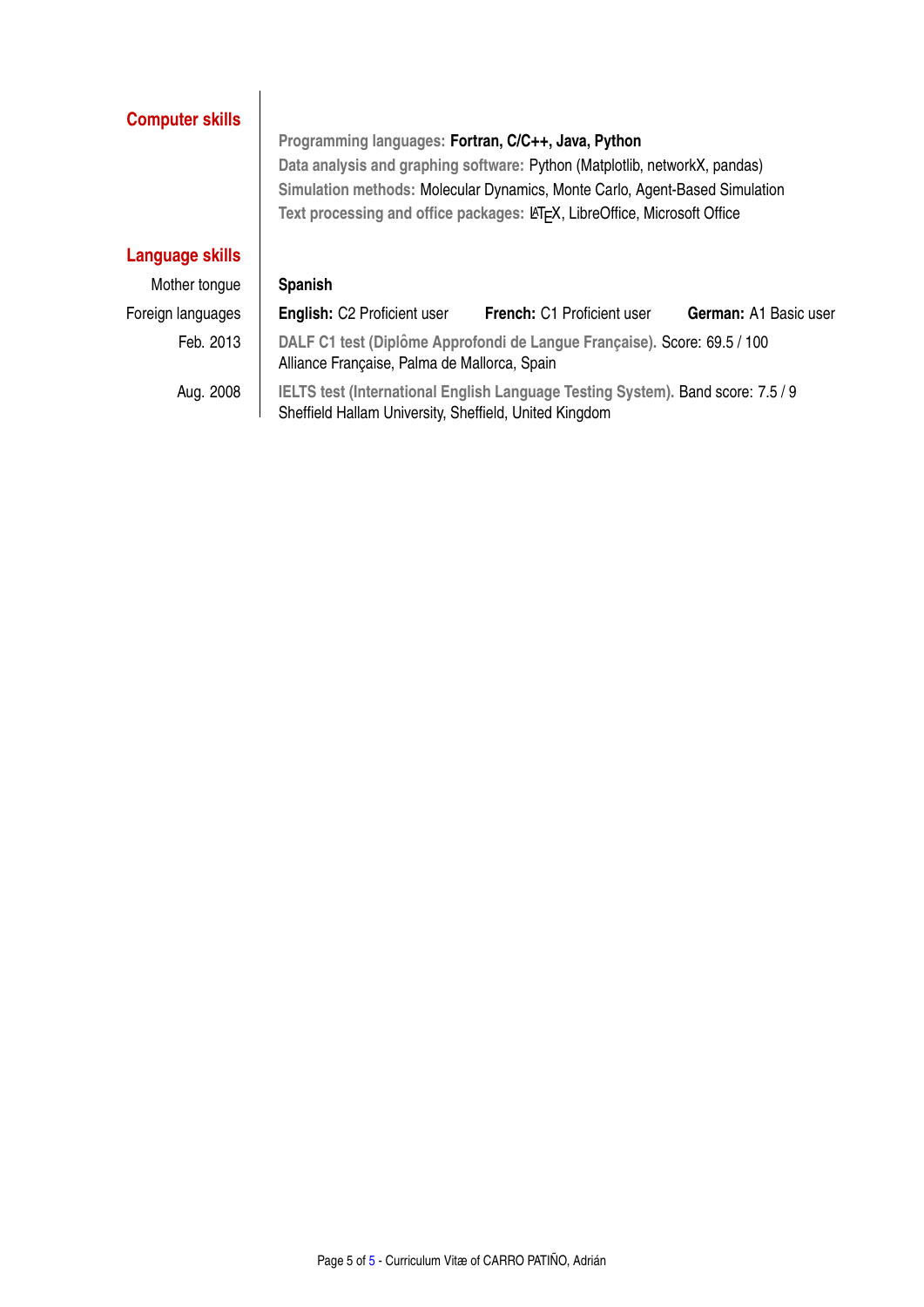## Computer skills

**Programming languages:** **Fortran, C/C++, Java, Python**
**Data analysis and graphing software:** Python (Matplotlib, networkX, pandas)
**Simulation methods:** Molecular Dynamics, Monte Carlo, Agent-Based Simulation
**Text processing and office packages:** LaTeX, LibreOffice, Microsoft Office

## Language skills

Mother tongue — **Spanish**

Foreign languages — **English:** C2 Proficient user — **French:** C1 Proficient user — **German:** A1 Basic user

Feb. 2013 — **DALF C1 test (Diplôme Approfondi de Langue Française).** Score: 69.5 / 100
Alliance Française, Palma de Mallorca, Spain

Aug. 2008 — **IELTS test (International English Language Testing System).** Band score: 7.5 / 9
Sheffield Hallam University, Sheffield, United Kingdom